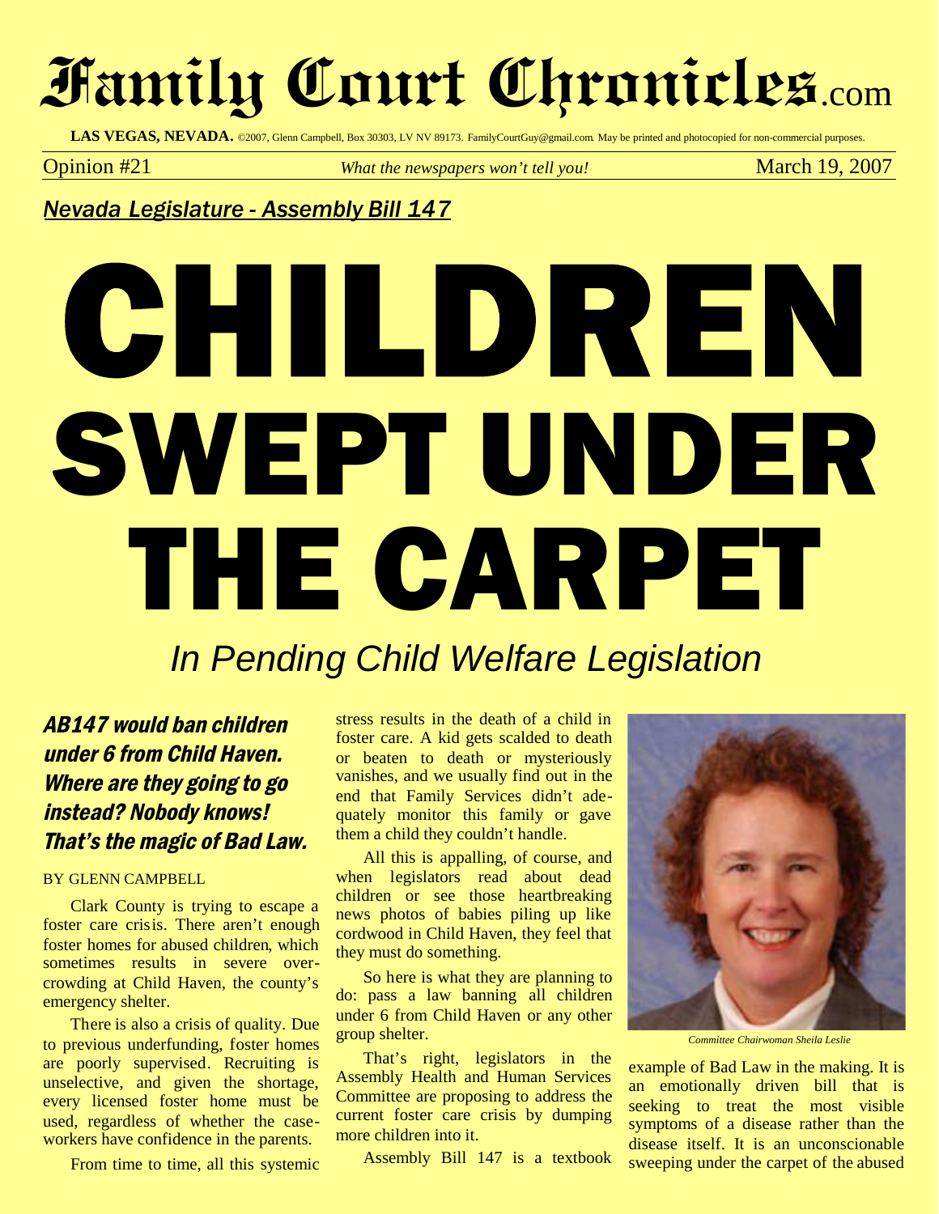# Family Court Chronicles.com

**LAS VEGAS, NEVADA.** ©2007, Glenn Campbell, Box 30303, LV NV 89173. FamilyCourtGuy@gmail.com. May be printed and photocopied for non-commercial purposes.

Opinion #21 — *What the newspapers won't tell you!* — March 19, 2007

*Nevada Legislature - Assembly Bill 147*

# CHILDREN SWEPT UNDER THE CARPET

## *In Pending Child Welfare Legislation*

### *AB147 would ban children under 6 from Child Haven. Where are they going to go instead? Nobody knows! That's the magic of Bad Law.*

BY GLENN CAMPBELL

Clark County is trying to escape a foster care crisis. There aren't enough foster homes for abused children, which sometimes results in severe overcrowding at Child Haven, the county's emergency shelter.

There is also a crisis of quality. Due to previous underfunding, foster homes are poorly supervised. Recruiting is unselective, and given the shortage, every licensed foster home must be used, regardless of whether the caseworkers have confidence in the parents.

From time to time, all this systemic stress results in the death of a child in foster care. A kid gets scalded to death or beaten to death or mysteriously vanishes, and we usually find out in the end that Family Services didn't adequately monitor this family or gave them a child they couldn't handle.

All this is appalling, of course, and when legislators read about dead children or see those heartbreaking news photos of babies piling up like cordwood in Child Haven, they feel that they must do something.

So here is what they are planning to do: pass a law banning all children under 6 from Child Haven or any other group shelter.

That's right, legislators in the Assembly Health and Human Services Committee are proposing to address the current foster care crisis by dumping more children into it.

Assembly Bill 147 is a textbook example of Bad Law in the making. It is an emotionally driven bill that is seeking to treat the most visible symptoms of a disease rather than the disease itself. It is an unconscionable sweeping under the carpet of the abused

*Committee Chairwoman Sheila Leslie*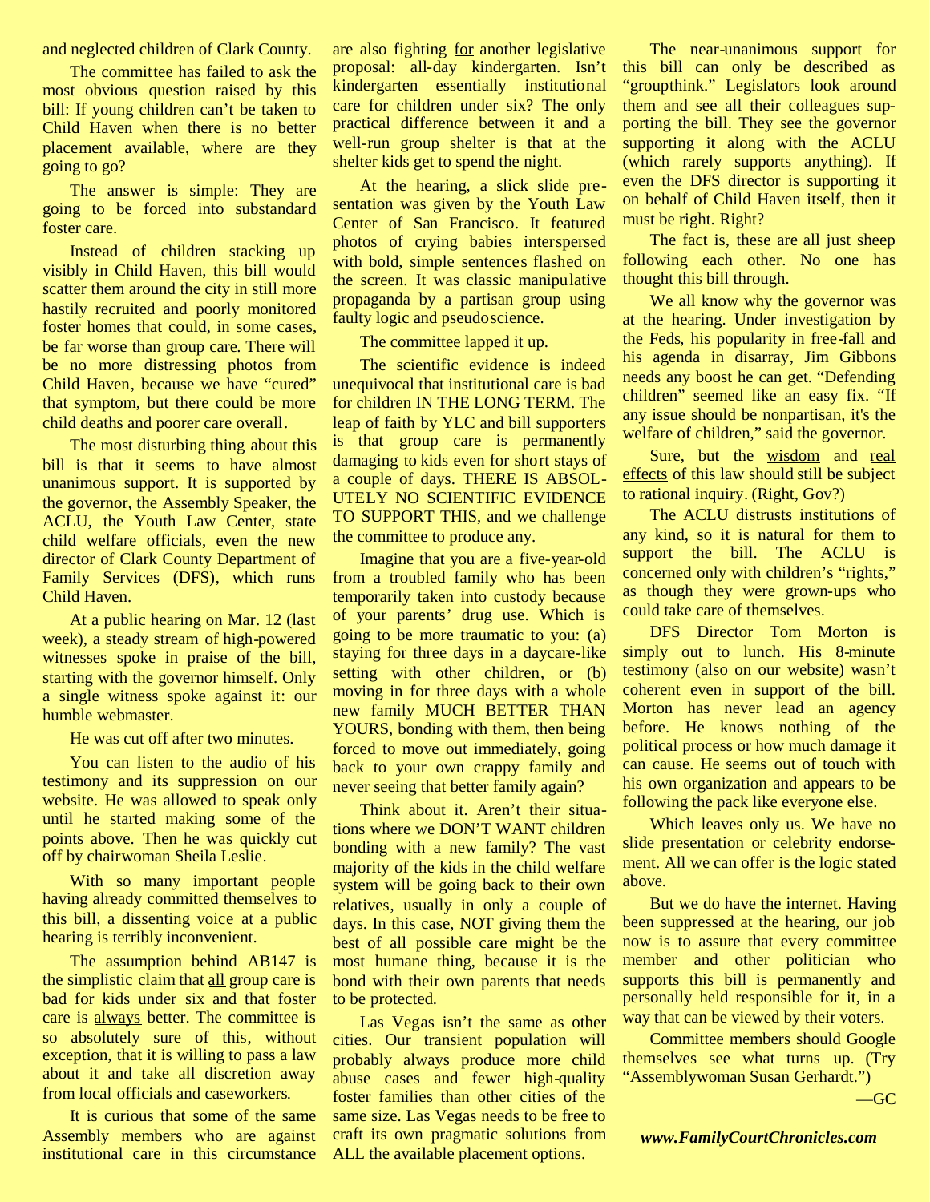and neglected children of Clark County.

The committee has failed to ask the most obvious question raised by this bill: If young children can't be taken to Child Haven when there is no better placement available, where are they going to go?

The answer is simple: They are going to be forced into substandard foster care.

Instead of children stacking up visibly in Child Haven, this bill would scatter them around the city in still more hastily recruited and poorly monitored foster homes that could, in some cases, be far worse than group care. There will be no more distressing photos from Child Haven, because we have "cured" that symptom, but there could be more child deaths and poorer care overall.

The most disturbing thing about this bill is that it seems to have almost unanimous support. It is supported by the governor, the Assembly Speaker, the ACLU, the Youth Law Center, state child welfare officials, even the new director of Clark County Department of Family Services (DFS), which runs Child Haven.

At a public hearing on Mar. 12 (last week), a steady stream of high-powered witnesses spoke in praise of the bill, starting with the governor himself. Only a single witness spoke against it: our humble webmaster.

He was cut off after two minutes.

You can listen to the audio of his testimony and its suppression on our website. He was allowed to speak only until he started making some of the points above. Then he was quickly cut off by chairwoman Sheila Leslie.

With so many important people having already committed themselves to this bill, a dissenting voice at a public hearing is terribly inconvenient.

The assumption behind AB147 is the simplistic claim that <u>all</u> group care is bad for kids under six and that foster care is <u>always</u> better. The committee is so absolutely sure of this, without exception, that it is willing to pass a law about it and take all discretion away from local officials and caseworkers.

It is curious that some of the same Assembly members who are against institutional care in this circumstance are also fighting <u>for</u> another legislative proposal: all-day kindergarten. Isn't kindergarten essentially institutional care for children under six? The only practical difference between it and a well-run group shelter is that at the shelter kids get to spend the night.

At the hearing, a slick slide presentation was given by the Youth Law Center of San Francisco. It featured photos of crying babies interspersed with bold, simple sentences flashed on the screen. It was classic manipulative propaganda by a partisan group using faulty logic and pseudoscience.

The committee lapped it up.

The scientific evidence is indeed unequivocal that institutional care is bad for children IN THE LONG TERM. The leap of faith by YLC and bill supporters is that group care is permanently damaging to kids even for short stays of a couple of days. THERE IS ABSOLUTELY NO SCIENTIFIC EVIDENCE TO SUPPORT THIS, and we challenge the committee to produce any.

Imagine that you are a five-year-old from a troubled family who has been temporarily taken into custody because of your parents' drug use. Which is going to be more traumatic to you: (a) staying for three days in a daycare-like setting with other children, or (b) moving in for three days with a whole new family MUCH BETTER THAN YOURS, bonding with them, then being forced to move out immediately, going back to your own crappy family and never seeing that better family again?

Think about it. Aren't their situations where we DON'T WANT children bonding with a new family? The vast majority of the kids in the child welfare system will be going back to their own relatives, usually in only a couple of days. In this case, NOT giving them the best of all possible care might be the most humane thing, because it is the bond with their own parents that needs to be protected.

Las Vegas isn't the same as other cities. Our transient population will probably always produce more child abuse cases and fewer high-quality foster families than other cities of the same size. Las Vegas needs to be free to craft its own pragmatic solutions from ALL the available placement options.

The near-unanimous support for this bill can only be described as "groupthink." Legislators look around them and see all their colleagues supporting the bill. They see the governor supporting it along with the ACLU (which rarely supports anything). If even the DFS director is supporting it on behalf of Child Haven itself, then it must be right. Right?

The fact is, these are all just sheep following each other. No one has thought this bill through.

We all know why the governor was at the hearing. Under investigation by the Feds, his popularity in free-fall and his agenda in disarray, Jim Gibbons needs any boost he can get. "Defending children" seemed like an easy fix. "If any issue should be nonpartisan, it's the welfare of children," said the governor.

Sure, but the <u>wisdom</u> and <u>real effects</u> of this law should still be subject to rational inquiry. (Right, Gov?)

The ACLU distrusts institutions of any kind, so it is natural for them to support the bill. The ACLU is concerned only with children's "rights," as though they were grown-ups who could take care of themselves.

DFS Director Tom Morton is simply out to lunch. His 8-minute testimony (also on our website) wasn't coherent even in support of the bill. Morton has never lead an agency before. He knows nothing of the political process or how much damage it can cause. He seems out of touch with his own organization and appears to be following the pack like everyone else.

Which leaves only us. We have no slide presentation or celebrity endorsement. All we can offer is the logic stated above.

But we do have the internet. Having been suppressed at the hearing, our job now is to assure that every committee member and other politician who supports this bill is permanently and personally held responsible for it, in a way that can be viewed by their voters.

Committee members should Google themselves see what turns up. (Try "Assemblywoman Susan Gerhardt.")

—GC

***www.FamilyCourtChronicles.com***